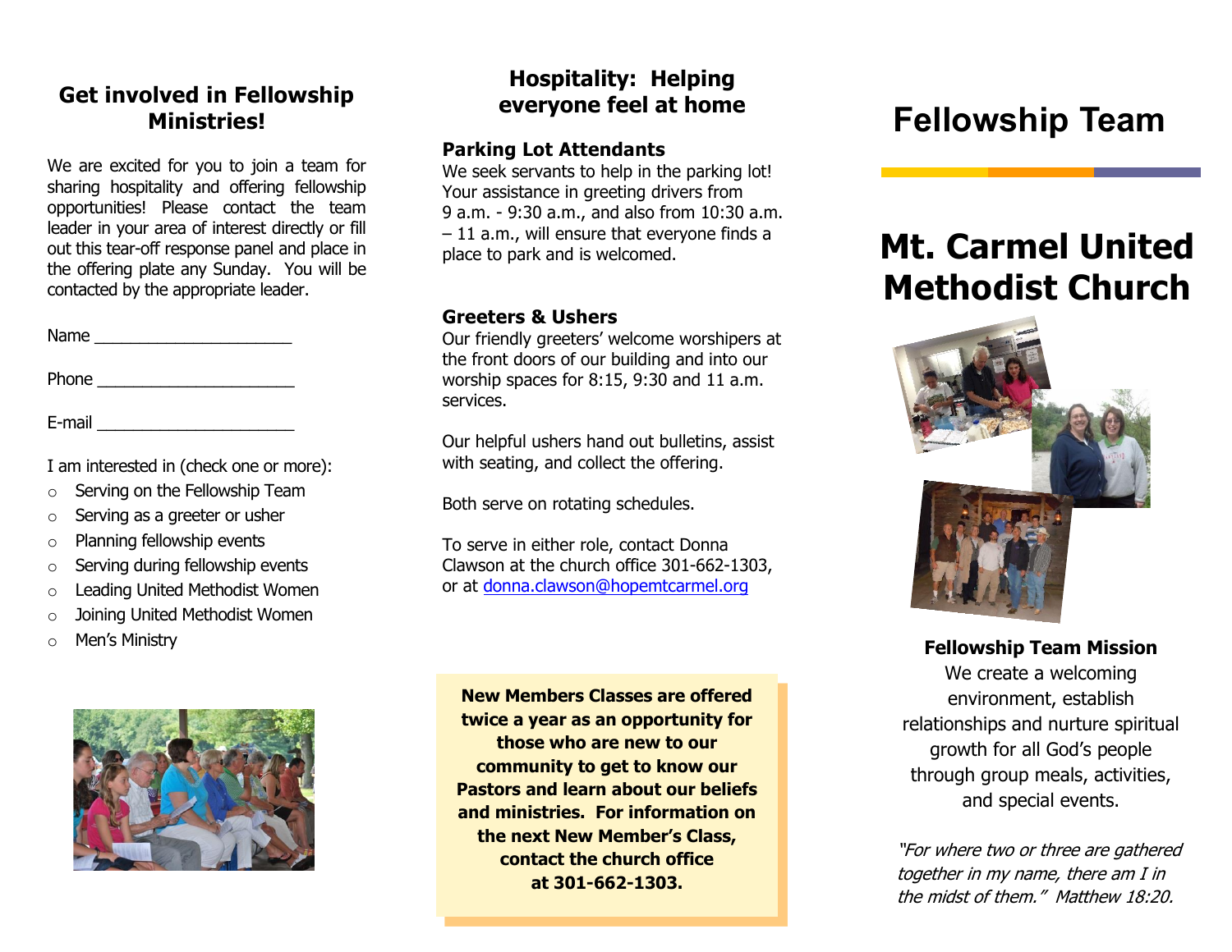## Get involved in Fellowship Ministries!

We are excited for you to join a team for sharing hospitality and offering fellowship opportunities! Please contact the team leader in your area of interest directly or fill out this tear-off response panel and place in the offering plate any Sunday. You will be contacted by the appropriate leader.

Name ______________________

Phone ______________________

E-mail ______________________

I am interested in (check one or more):

- ○ Serving on the Fellowship Team
- ○ Serving as a greeter or usher
- ○ Planning fellowship events
- ○ Serving during fellowship events
- ○ Leading United Methodist Women
- ○ Joining United Methodist Women
- ○ Men's Ministry

## Hospitality: Helping everyone feel at home

### Parking Lot Attendants

We seek servants to help in the parking lot! Your assistance in greeting drivers from 9 a.m. - 9:30 a.m., and also from 10:30 a.m. – 11 a.m., will ensure that everyone finds a place to park and is welcomed.

### Greeters & Ushers

Our friendly greeters' welcome worshipers at the front doors of our building and into our worship spaces for 8:15, 9:30 and 11 a.m. services.

Our helpful ushers hand out bulletins, assist with seating, and collect the offering.

Both serve on rotating schedules.

To serve in either role, contact Donna Clawson at the church office 301-662-1303, or at donna.clawson@hopemtcarmel.org

**New Members Classes are offered twice a year as an opportunity for those who are new to our community to get to know our Pastors and learn about our beliefs and ministries. For information on the next New Member's Class, contact the church office at 301-662-1303.**

# Fellowship Team

# Mt. Carmel United Methodist Church

**Fellowship Team Mission**

We create a welcoming environment, establish relationships and nurture spiritual growth for all God's people through group meals, activities, and special events.

*"For where two or three are gathered together in my name, there am I in the midst of them." Matthew 18:20.*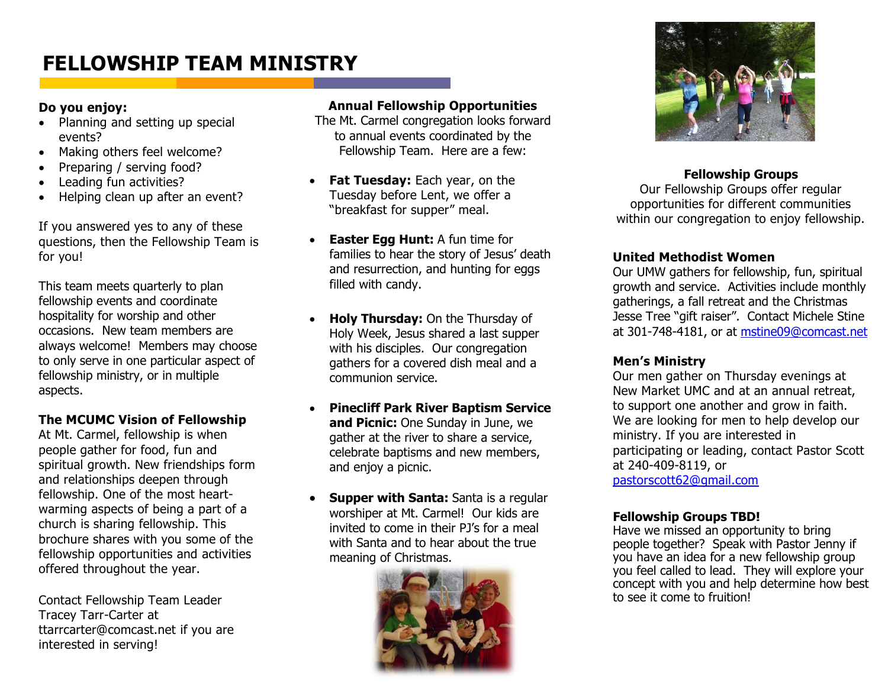# FELLOWSHIP TEAM MINISTRY

**Do you enjoy:**

- Planning and setting up special events?
- Making others feel welcome?
- Preparing / serving food?
- Leading fun activities?
- Helping clean up after an event?

If you answered yes to any of these questions, then the Fellowship Team is for you!

This team meets quarterly to plan fellowship events and coordinate hospitality for worship and other occasions. New team members are always welcome! Members may choose to only serve in one particular aspect of fellowship ministry, or in multiple aspects.

**The MCUMC Vision of Fellowship**

At Mt. Carmel, fellowship is when people gather for food, fun and spiritual growth. New friendships form and relationships deepen through fellowship. One of the most heart-warming aspects of being a part of a church is sharing fellowship. This brochure shares with you some of the fellowship opportunities and activities offered throughout the year.

Contact Fellowship Team Leader Tracey Tarr-Carter at ttarrcarter@comcast.net if you are interested in serving!

**Annual Fellowship Opportunities**

The Mt. Carmel congregation looks forward to annual events coordinated by the Fellowship Team. Here are a few:

- **Fat Tuesday:** Each year, on the Tuesday before Lent, we offer a "breakfast for supper" meal.
- **Easter Egg Hunt:** A fun time for families to hear the story of Jesus' death and resurrection, and hunting for eggs filled with candy.
- **Holy Thursday:** On the Thursday of Holy Week, Jesus shared a last supper with his disciples. Our congregation gathers for a covered dish meal and a communion service.
- **Pinecliff Park River Baptism Service and Picnic:** One Sunday in June, we gather at the river to share a service, celebrate baptisms and new members, and enjoy a picnic.
- **Supper with Santa:** Santa is a regular worshiper at Mt. Carmel! Our kids are invited to come in their PJ's for a meal with Santa and to hear about the true meaning of Christmas.

**Fellowship Groups**

Our Fellowship Groups offer regular opportunities for different communities within our congregation to enjoy fellowship.

**United Methodist Women**

Our UMW gathers for fellowship, fun, spiritual growth and service. Activities include monthly gatherings, a fall retreat and the Christmas Jesse Tree "gift raiser". Contact Michele Stine at 301-748-4181, or at mstine09@comcast.net

**Men's Ministry**

Our men gather on Thursday evenings at New Market UMC and at an annual retreat, to support one another and grow in faith. We are looking for men to help develop our ministry. If you are interested in participating or leading, contact Pastor Scott at 240-409-8119, or pastorscott62@gmail.com

**Fellowship Groups TBD!**

Have we missed an opportunity to bring people together? Speak with Pastor Jenny if you have an idea for a new fellowship group you feel called to lead. They will explore your concept with you and help determine how best to see it come to fruition!